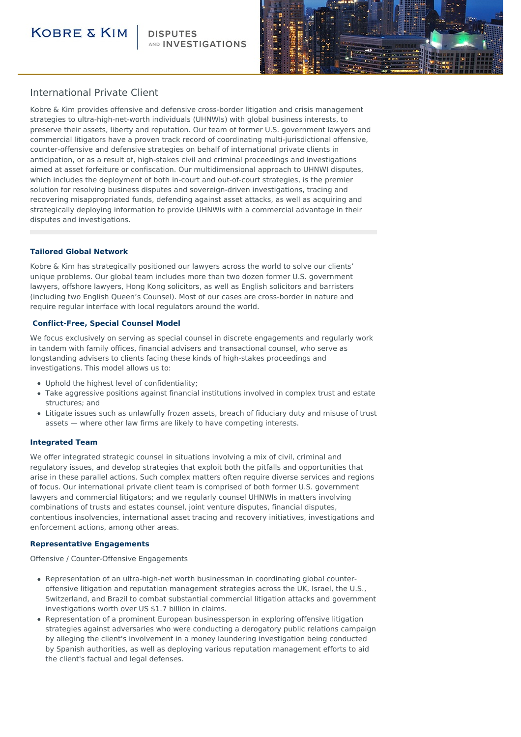# International Private Client

Kobre & Kim provides offensive and defensive cross-border litigation and crisis management strategies to ultra-high-net-worth individuals (UHNWIs) with global business interests, to preserve their assets, liberty and reputation. Our team of former U.S. government lawyers and commercial litigators have a proven track record of coordinating multi-jurisdictional offensive, counter-offensive and defensive strategies on behalf of international private clients in anticipation, or as a result of, high-stakes civil and criminal proceedings and investigations aimed at asset forfeiture or confiscation. Our multidimensional approach to UHNWI disputes, which includes the deployment of both in-court and out-of-court strategies, is the premier solution for resolving business disputes and sovereign-driven investigations, tracing and recovering misappropriated funds, defending against asset attacks, as well as acquiring and strategically deploying information to provide UHNWIs with a commercial advantage in their disputes and investigations.

### Tailored Global Network

Kobre & Kim has strategically positioned our lawyers across the world to solve our clients' unique problems. Our global team includes more than two dozen former U.S. government lawyers, offshore lawyers, Hong Kong solicitors, as well as English solicitors and barristers (including two English Queen's Counsel). Most of our cases are cross-border in nature and require regular interface with local regulators around the world.

### Conflict-Free, Special Counsel Model

We focus exclusively on serving as special counsel in discrete engagements and regularly work in tandem with family offices, financial advisers and transactional counsel, who serve as longstanding advisers to clients facing these kinds of high-stakes proceedings and investigations. This model allows us to:

- Uphold the highest level of confidentiality;
- Take aggressive positions against financial institutions involved in complex trust and estate structures; and
- Litigate issues such as unlawfully frozen assets, breach of fiduciary duty and misuse of trust assets — where other law firms are likely to have competing interests.

### Integrated Team

We offer integrated strategic counsel in situations involving a mix of civil, criminal and regulatory issues, and develop strategies that exploit both the pitfalls and opportunities that arise in these parallel actions. Such complex matters often require diverse services and regions of focus. Our international private client team is comprised of both former U.S. government lawyers and commercial litigators; and we regularly counsel UHNWIs in matters involving combinations of trusts and estates counsel, joint venture disputes, financial disputes, contentious insolvencies, international asset tracing and recovery initiatives, investigations and enforcement actions, among other areas.

### Representative Engagements

Offensive / Counter-Offensive Engagements

- Representation of an ultra-high-net worth businessman in coordinating global counter-offensive litigation and reputation management strategies across the UK, Israel, the U.S., Switzerland, and Brazil to combat substantial commercial litigation attacks and government investigations worth over US $1.7 billion in claims.
- Representation of a prominent European businessperson in exploring offensive litigation strategies against adversaries who were conducting a derogatory public relations campaign by alleging the client's involvement in a money laundering investigation being conducted by Spanish authorities, as well as deploying various reputation management efforts to aid the client's factual and legal defenses.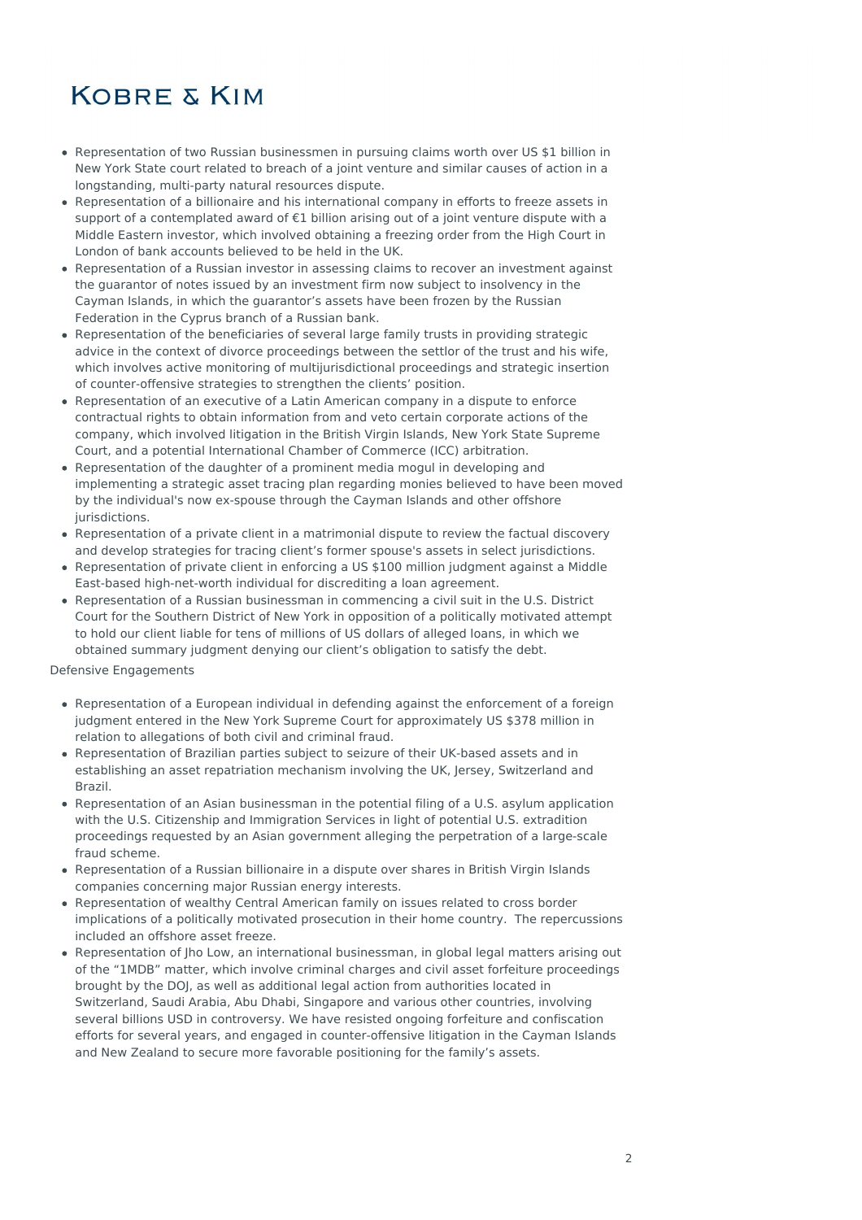- Representation of two Russian businessmen in pursuing claims worth over US $1 billion in New York State court related to breach of a joint venture and similar causes of action in a longstanding, multi-party natural resources dispute.
- Representation of a billionaire and his international company in efforts to freeze assets in support of a contemplated award of €1 billion arising out of a joint venture dispute with a Middle Eastern investor, which involved obtaining a freezing order from the High Court in London of bank accounts believed to be held in the UK.
- Representation of a Russian investor in assessing claims to recover an investment against the guarantor of notes issued by an investment firm now subject to insolvency in the Cayman Islands, in which the guarantor's assets have been frozen by the Russian Federation in the Cyprus branch of a Russian bank.
- Representation of the beneficiaries of several large family trusts in providing strategic advice in the context of divorce proceedings between the settlor of the trust and his wife, which involves active monitoring of multijurisdictional proceedings and strategic insertion of counter-offensive strategies to strengthen the clients' position.
- Representation of an executive of a Latin American company in a dispute to enforce contractual rights to obtain information from and veto certain corporate actions of the company, which involved litigation in the British Virgin Islands, New York State Supreme Court, and a potential International Chamber of Commerce (ICC) arbitration.
- Representation of the daughter of a prominent media mogul in developing and implementing a strategic asset tracing plan regarding monies believed to have been moved by the individual's now ex-spouse through the Cayman Islands and other offshore jurisdictions.
- Representation of a private client in a matrimonial dispute to review the factual discovery and develop strategies for tracing client's former spouse's assets in select jurisdictions.
- Representation of private client in enforcing a US $100 million judgment against a Middle East-based high-net-worth individual for discrediting a loan agreement.
- Representation of a Russian businessman in commencing a civil suit in the U.S. District Court for the Southern District of New York in opposition of a politically motivated attempt to hold our client liable for tens of millions of US dollars of alleged loans, in which we obtained summary judgment denying our client's obligation to satisfy the debt.

Defensive Engagements

- Representation of a European individual in defending against the enforcement of a foreign judgment entered in the New York Supreme Court for approximately US $378 million in relation to allegations of both civil and criminal fraud.
- Representation of Brazilian parties subject to seizure of their UK-based assets and in establishing an asset repatriation mechanism involving the UK, Jersey, Switzerland and Brazil.
- Representation of an Asian businessman in the potential filing of a U.S. asylum application with the U.S. Citizenship and Immigration Services in light of potential U.S. extradition proceedings requested by an Asian government alleging the perpetration of a large-scale fraud scheme.
- Representation of a Russian billionaire in a dispute over shares in British Virgin Islands companies concerning major Russian energy interests.
- Representation of wealthy Central American family on issues related to cross border implications of a politically motivated prosecution in their home country. The repercussions included an offshore asset freeze.
- Representation of Jho Low, an international businessman, in global legal matters arising out of the "1MDB" matter, which involve criminal charges and civil asset forfeiture proceedings brought by the DOJ, as well as additional legal action from authorities located in Switzerland, Saudi Arabia, Abu Dhabi, Singapore and various other countries, involving several billions USD in controversy. We have resisted ongoing forfeiture and confiscation efforts for several years, and engaged in counter-offensive litigation in the Cayman Islands and New Zealand to secure more favorable positioning for the family's assets.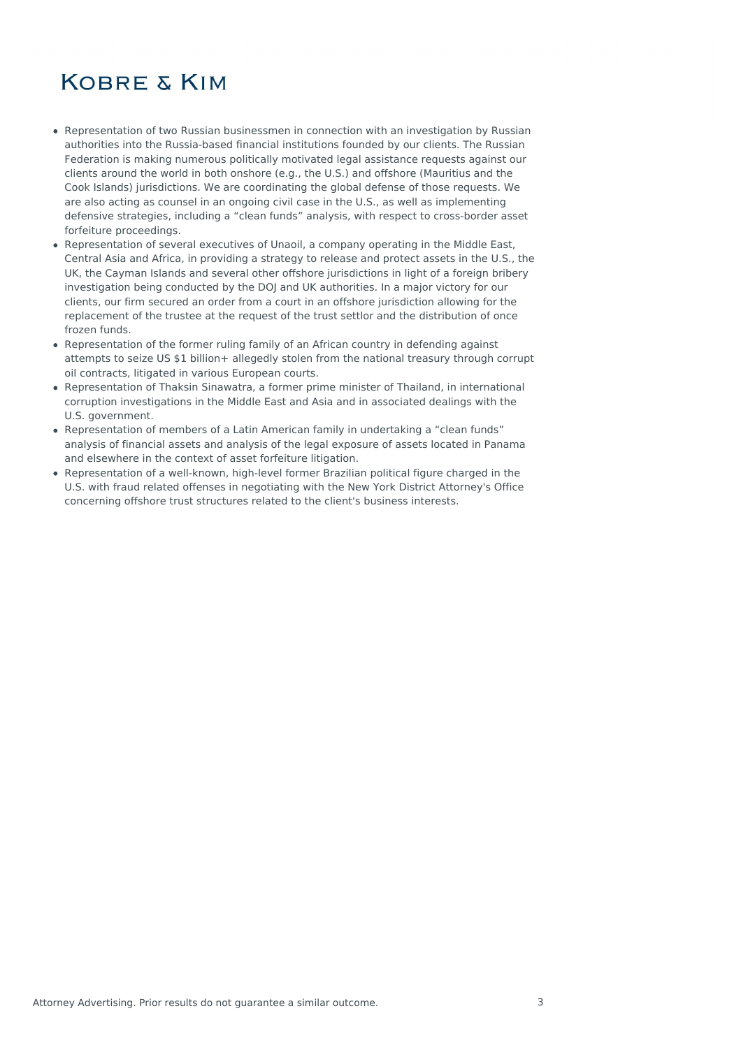- Representation of two Russian businessmen in connection with an investigation by Russian authorities into the Russia-based financial institutions founded by our clients. The Russian Federation is making numerous politically motivated legal assistance requests against our clients around the world in both onshore (e.g., the U.S.) and offshore (Mauritius and the Cook Islands) jurisdictions. We are coordinating the global defense of those requests. We are also acting as counsel in an ongoing civil case in the U.S., as well as implementing defensive strategies, including a "clean funds" analysis, with respect to cross-border asset forfeiture proceedings.
- Representation of several executives of Unaoil, a company operating in the Middle East, Central Asia and Africa, in providing a strategy to release and protect assets in the U.S., the UK, the Cayman Islands and several other offshore jurisdictions in light of a foreign bribery investigation being conducted by the DOJ and UK authorities. In a major victory for our clients, our firm secured an order from a court in an offshore jurisdiction allowing for the replacement of the trustee at the request of the trust settlor and the distribution of once frozen funds.
- Representation of the former ruling family of an African country in defending against attempts to seize US $1 billion+ allegedly stolen from the national treasury through corrupt oil contracts, litigated in various European courts.
- Representation of Thaksin Sinawatra, a former prime minister of Thailand, in international corruption investigations in the Middle East and Asia and in associated dealings with the U.S. government.
- Representation of members of a Latin American family in undertaking a "clean funds" analysis of financial assets and analysis of the legal exposure of assets located in Panama and elsewhere in the context of asset forfeiture litigation.
- Representation of a well-known, high-level former Brazilian political figure charged in the U.S. with fraud related offenses in negotiating with the New York District Attorney's Office concerning offshore trust structures related to the client's business interests.

Attorney Advertising. Prior results do not guarantee a similar outcome.